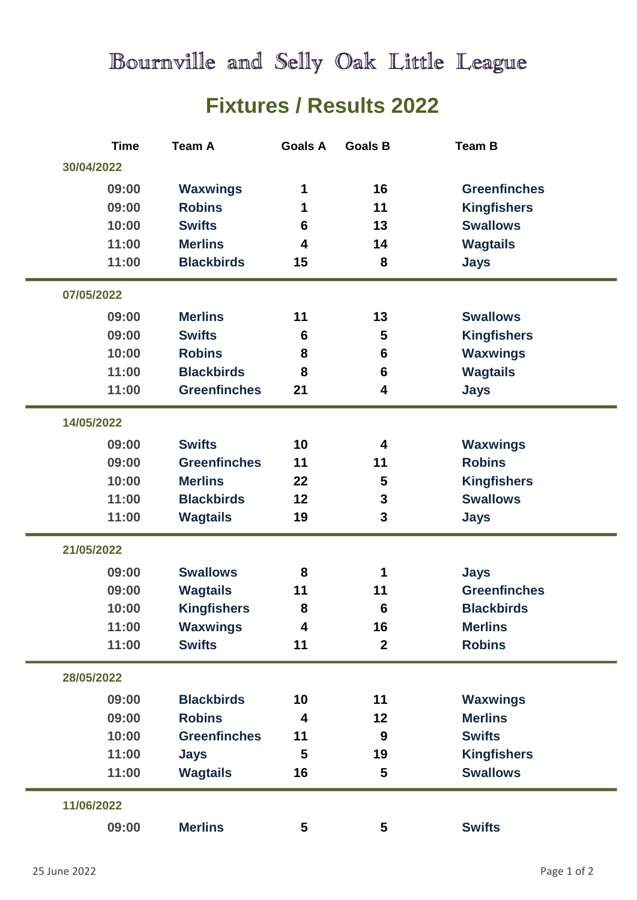# Bournville and Selly Oak Little League

## Fixtures / Results 2022

| Time | Team A | Goals A | Goals B | Team B |
|---|---|---|---|---|
| **30/04/2022** | | | | |
| 09:00 | Waxwings | 1 | 16 | Greenfinches |
| 09:00 | Robins | 1 | 11 | Kingfishers |
| 10:00 | Swifts | 6 | 13 | Swallows |
| 11:00 | Merlins | 4 | 14 | Wagtails |
| 11:00 | Blackbirds | 15 | 8 | Jays |
| **07/05/2022** | | | | |
| 09:00 | Merlins | 11 | 13 | Swallows |
| 09:00 | Swifts | 6 | 5 | Kingfishers |
| 10:00 | Robins | 8 | 6 | Waxwings |
| 11:00 | Blackbirds | 8 | 6 | Wagtails |
| 11:00 | Greenfinches | 21 | 4 | Jays |
| **14/05/2022** | | | | |
| 09:00 | Swifts | 10 | 4 | Waxwings |
| 09:00 | Greenfinches | 11 | 11 | Robins |
| 10:00 | Merlins | 22 | 5 | Kingfishers |
| 11:00 | Blackbirds | 12 | 3 | Swallows |
| 11:00 | Wagtails | 19 | 3 | Jays |
| **21/05/2022** | | | | |
| 09:00 | Swallows | 8 | 1 | Jays |
| 09:00 | Wagtails | 11 | 11 | Greenfinches |
| 10:00 | Kingfishers | 8 | 6 | Blackbirds |
| 11:00 | Waxwings | 4 | 16 | Merlins |
| 11:00 | Swifts | 11 | 2 | Robins |
| **28/05/2022** | | | | |
| 09:00 | Blackbirds | 10 | 11 | Waxwings |
| 09:00 | Robins | 4 | 12 | Merlins |
| 10:00 | Greenfinches | 11 | 9 | Swifts |
| 11:00 | Jays | 5 | 19 | Kingfishers |
| 11:00 | Wagtails | 16 | 5 | Swallows |
| **11/06/2022** | | | | |
| 09:00 | Merlins | 5 | 5 | Swifts |

25 June 2022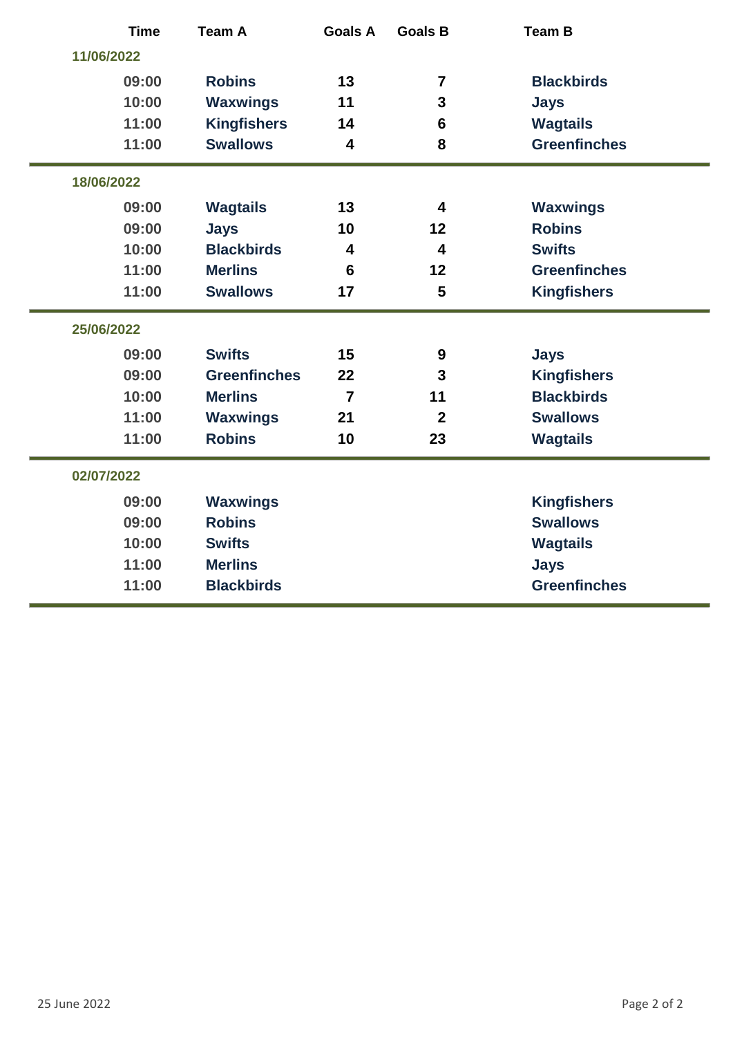| Time | Team A | Goals A | Goals B | Team B |
|---|---|---|---|---|
| **11/06/2022** | | | | |
| 09:00 | **Robins** | **13** | **7** | **Blackbirds** |
| 10:00 | **Waxwings** | **11** | **3** | **Jays** |
| 11:00 | **Kingfishers** | **14** | **6** | **Wagtails** |
| 11:00 | **Swallows** | **4** | **8** | **Greenfinches** |
| **18/06/2022** | | | | |
| 09:00 | **Wagtails** | **13** | **4** | **Waxwings** |
| 09:00 | **Jays** | **10** | **12** | **Robins** |
| 10:00 | **Blackbirds** | **4** | **4** | **Swifts** |
| 11:00 | **Merlins** | **6** | **12** | **Greenfinches** |
| 11:00 | **Swallows** | **17** | **5** | **Kingfishers** |
| **25/06/2022** | | | | |
| 09:00 | **Swifts** | **15** | **9** | **Jays** |
| 09:00 | **Greenfinches** | **22** | **3** | **Kingfishers** |
| 10:00 | **Merlins** | **7** | **11** | **Blackbirds** |
| 11:00 | **Waxwings** | **21** | **2** | **Swallows** |
| 11:00 | **Robins** | **10** | **23** | **Wagtails** |
| **02/07/2022** | | | | |
| 09:00 | **Waxwings** | | | **Kingfishers** |
| 09:00 | **Robins** | | | **Swallows** |
| 10:00 | **Swifts** | | | **Wagtails** |
| 11:00 | **Merlins** | | | **Jays** |
| 11:00 | **Blackbirds** | | | **Greenfinches** |

25 June 2022